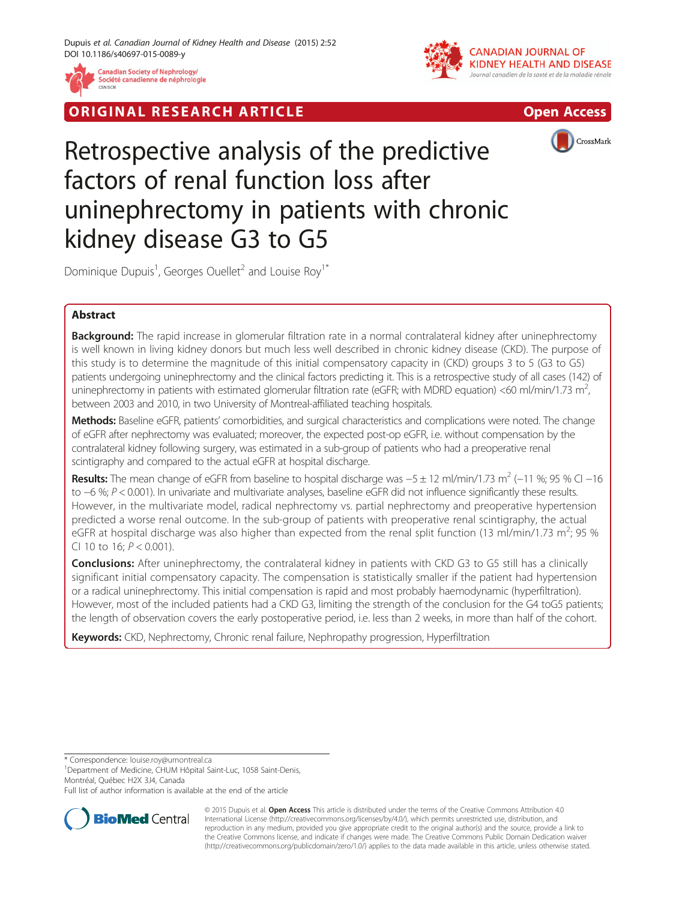ORIGINAL RESEARCH ARTICLE

Open Access

# Retrospective analysis of the predictive factors of renal function loss after uninephrectomy in patients with chronic kidney disease G3 to G5

Dominique Dupuis[1], Georges Ouellet[2] and Louise Roy[1*]

## Abstract

**Background:** The rapid increase in glomerular filtration rate in a normal contralateral kidney after uninephrectomy is well known in living kidney donors but much less well described in chronic kidney disease (CKD). The purpose of this study is to determine the magnitude of this initial compensatory capacity in (CKD) groups 3 to 5 (G3 to G5) patients undergoing uninephrectomy and the clinical factors predicting it. This is a retrospective study of all cases (142) of uninephrectomy in patients with estimated glomerular filtration rate (eGFR; with MDRD equation) <60 ml/min/1.73 m$^2$, between 2003 and 2010, in two University of Montreal-affiliated teaching hospitals.

**Methods:** Baseline eGFR, patients' comorbidities, and surgical characteristics and complications were noted. The change of eGFR after nephrectomy was evaluated; moreover, the expected post-op eGFR, i.e. without compensation by the contralateral kidney following surgery, was estimated in a sub-group of patients who had a preoperative renal scintigraphy and compared to the actual eGFR at hospital discharge.

**Results:** The mean change of eGFR from baseline to hospital discharge was −5 ± 12 ml/min/1.73 m$^2$ (−11 %; 95 % CI −16 to −6 %; $P < 0.001$). In univariate and multivariate analyses, baseline eGFR did not influence significantly these results. However, in the multivariate model, radical nephrectomy vs. partial nephrectomy and preoperative hypertension predicted a worse renal outcome. In the sub-group of patients with preoperative renal scintigraphy, the actual eGFR at hospital discharge was also higher than expected from the renal split function (13 ml/min/1.73 m$^2$; 95 % CI 10 to 16; $P < 0.001$).

**Conclusions:** After uninephrectomy, the contralateral kidney in patients with CKD G3 to G5 still has a clinically significant initial compensatory capacity. The compensation is statistically smaller if the patient had hypertension or a radical uninephrectomy. This initial compensation is rapid and most probably haemodynamic (hyperfiltration). However, most of the included patients had a CKD G3, limiting the strength of the conclusion for the G4 toG5 patients; the length of observation covers the early postoperative period, i.e. less than 2 weeks, in more than half of the cohort.

**Keywords:** CKD, Nephrectomy, Chronic renal failure, Nephropathy progression, Hyperfiltration

\* Correspondence: louise.roy@umontreal.ca
[1]Department of Medicine, CHUM Hôpital Saint-Luc, 1058 Saint-Denis, Montréal, Québec H2X 3J4, Canada
Full list of author information is available at the end of the article

© 2015 Dupuis et al. **Open Access** This article is distributed under the terms of the Creative Commons Attribution 4.0 International License (http://creativecommons.org/licenses/by/4.0/), which permits unrestricted use, distribution, and reproduction in any medium, provided you give appropriate credit to the original author(s) and the source, provide a link to the Creative Commons license, and indicate if changes were made. The Creative Commons Public Domain Dedication waiver (http://creativecommons.org/publicdomain/zero/1.0/) applies to the data made available in this article, unless otherwise stated.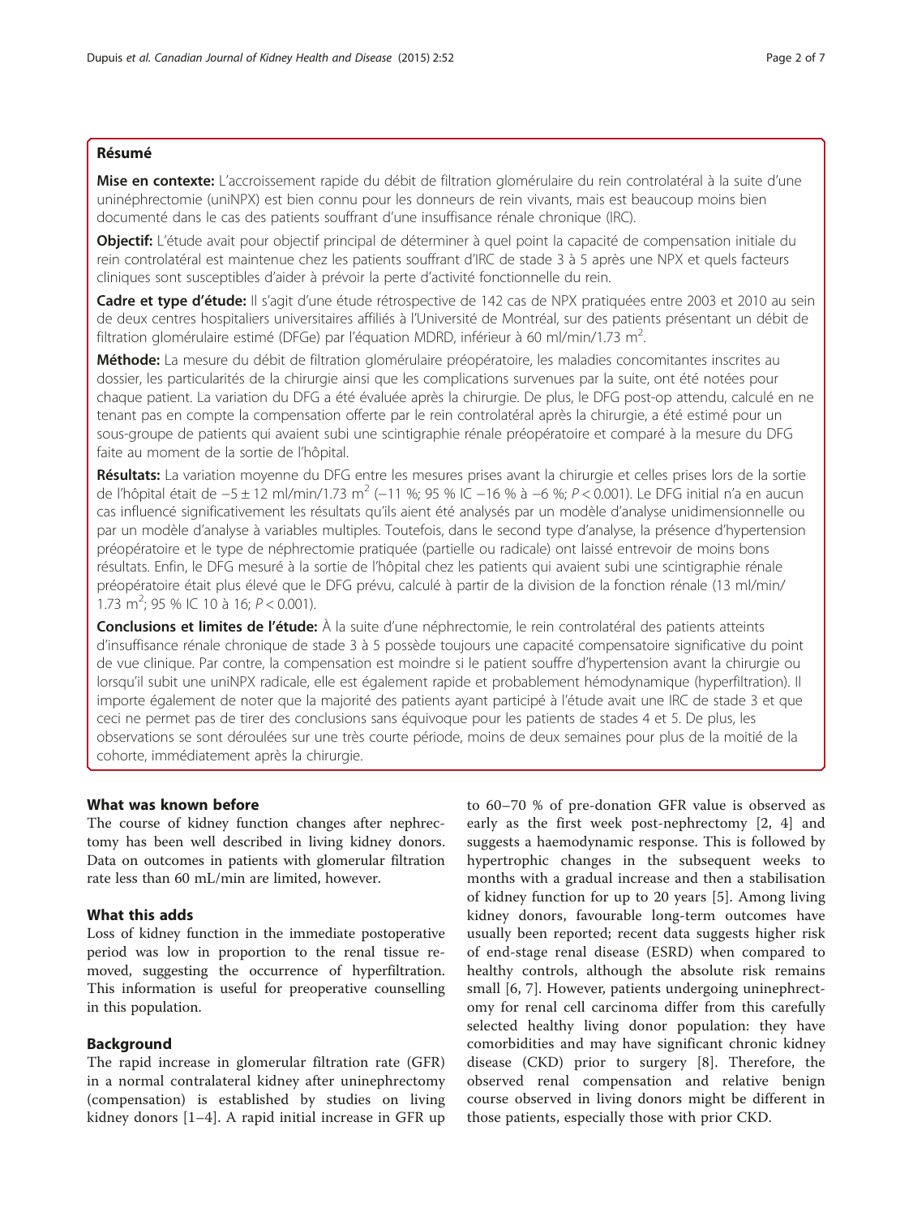## Résumé

**Mise en contexte:** L'accroissement rapide du débit de filtration glomérulaire du rein controlatéral à la suite d'une uninéphrectomie (uniNPX) est bien connu pour les donneurs de rein vivants, mais est beaucoup moins bien documenté dans le cas des patients souffrant d'une insuffisance rénale chronique (IRC).

**Objectif:** L'étude avait pour objectif principal de déterminer à quel point la capacité de compensation initiale du rein controlatéral est maintenue chez les patients souffrant d'IRC de stade 3 à 5 après une NPX et quels facteurs cliniques sont susceptibles d'aider à prévoir la perte d'activité fonctionnelle du rein.

**Cadre et type d'étude:** Il s'agit d'une étude rétrospective de 142 cas de NPX pratiquées entre 2003 et 2010 au sein de deux centres hospitaliers universitaires affiliés à l'Université de Montréal, sur des patients présentant un débit de filtration glomérulaire estimé (DFGe) par l'équation MDRD, inférieur à 60 ml/min/1.73 $m^2$.

**Méthode:** La mesure du débit de filtration glomérulaire préopératoire, les maladies concomitantes inscrites au dossier, les particularités de la chirurgie ainsi que les complications survenues par la suite, ont été notées pour chaque patient. La variation du DFG a été évaluée après la chirurgie. De plus, le DFG post-op attendu, calculé en ne tenant pas en compte la compensation offerte par le rein controlatéral après la chirurgie, a été estimé pour un sous-groupe de patients qui avaient subi une scintigraphie rénale préopératoire et comparé à la mesure du DFG faite au moment de la sortie de l'hôpital.

**Résultats:** La variation moyenne du DFG entre les mesures prises avant la chirurgie et celles prises lors de la sortie de l'hôpital était de −5 ± 12 ml/min/1.73 $m^2$ (−11 %; 95 % IC −16 % à −6 %; $P < 0.001$). Le DFG initial n'a en aucun cas influencé significativement les résultats qu'ils aient été analysés par un modèle d'analyse unidimensionnelle ou par un modèle d'analyse à variables multiples. Toutefois, dans le second type d'analyse, la présence d'hypertension préopératoire et le type de néphrectomie pratiquée (partielle ou radicale) ont laissé entrevoir de moins bons résultats. Enfin, le DFG mesuré à la sortie de l'hôpital chez les patients qui avaient subi une scintigraphie rénale préopératoire était plus élevé que le DFG prévu, calculé à partir de la division de la fonction rénale (13 ml/min/1.73 $m^2$; 95 % IC 10 à 16; $P < 0.001$).

**Conclusions et limites de l'étude:** À la suite d'une néphrectomie, le rein controlatéral des patients atteints d'insuffisance rénale chronique de stade 3 à 5 possède toujours une capacité compensatoire significative du point de vue clinique. Par contre, la compensation est moindre si le patient souffre d'hypertension avant la chirurgie ou lorsqu'il subit une uniNPX radicale, elle est également rapide et probablement hémodynamique (hyperfiltration). Il importe également de noter que la majorité des patients ayant participé à l'étude avait une IRC de stade 3 et que ceci ne permet pas de tirer des conclusions sans équivoque pour les patients de stades 4 et 5. De plus, les observations se sont déroulées sur une très courte période, moins de deux semaines pour plus de la moitié de la cohorte, immédiatement après la chirurgie.

## What was known before

The course of kidney function changes after nephrectomy has been well described in living kidney donors. Data on outcomes in patients with glomerular filtration rate less than 60 mL/min are limited, however.

## What this adds

Loss of kidney function in the immediate postoperative period was low in proportion to the renal tissue removed, suggesting the occurrence of hyperfiltration. This information is useful for preoperative counselling in this population.

## Background

The rapid increase in glomerular filtration rate (GFR) in a normal contralateral kidney after uninephrectomy (compensation) is established by studies on living kidney donors [1–4]. A rapid initial increase in GFR up to 60–70 % of pre-donation GFR value is observed as early as the first week post-nephrectomy [2, 4] and suggests a haemodynamic response. This is followed by hypertrophic changes in the subsequent weeks to months with a gradual increase and then a stabilisation of kidney function for up to 20 years [5]. Among living kidney donors, favourable long-term outcomes have usually been reported; recent data suggests higher risk of end-stage renal disease (ESRD) when compared to healthy controls, although the absolute risk remains small [6, 7]. However, patients undergoing uninephrectomy for renal cell carcinoma differ from this carefully selected healthy living donor population: they have comorbidities and may have significant chronic kidney disease (CKD) prior to surgery [8]. Therefore, the observed renal compensation and relative benign course observed in living donors might be different in those patients, especially those with prior CKD.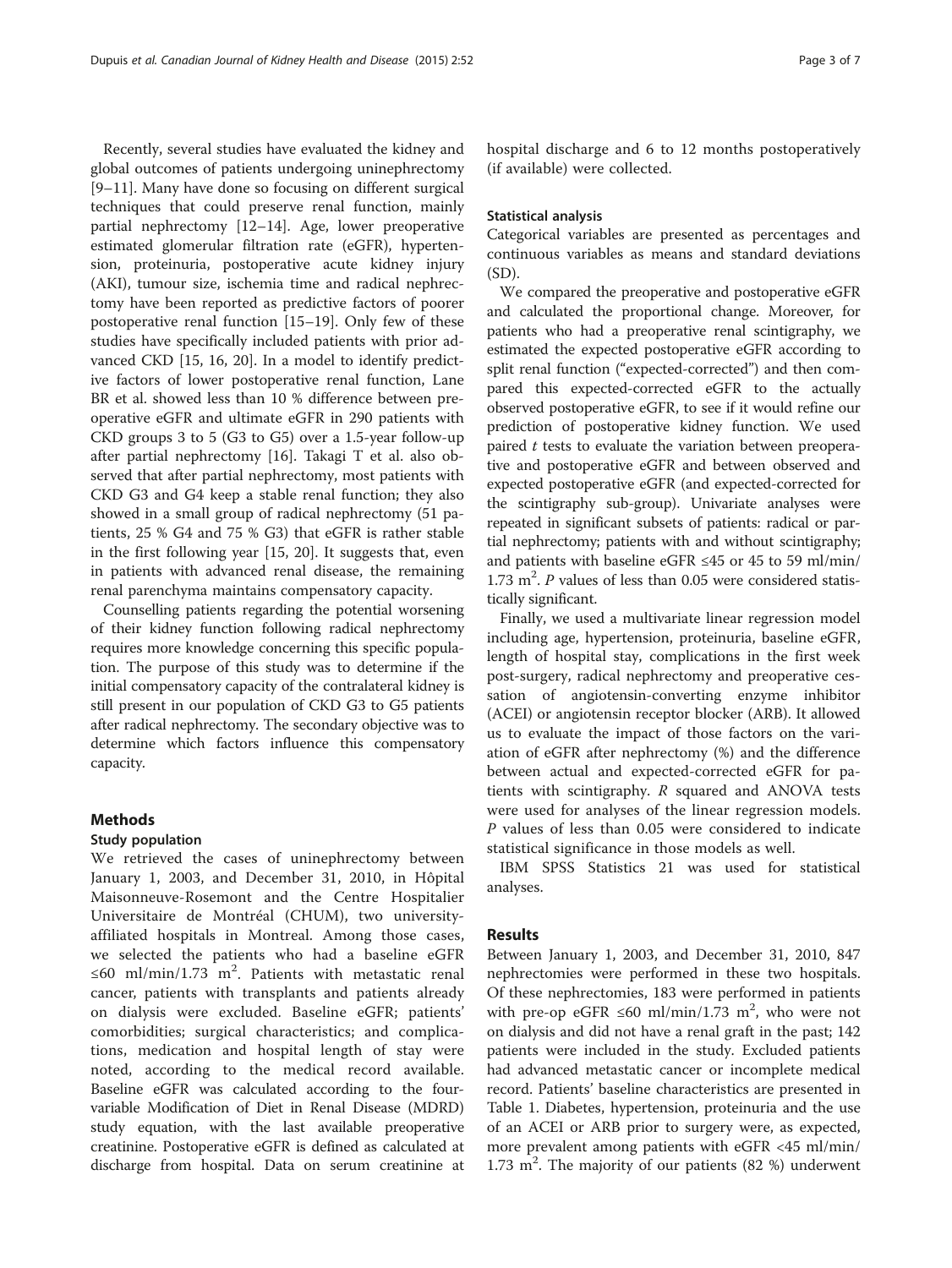Recently, several studies have evaluated the kidney and global outcomes of patients undergoing uninephrectomy [9–11]. Many have done so focusing on different surgical techniques that could preserve renal function, mainly partial nephrectomy [12–14]. Age, lower preoperative estimated glomerular filtration rate (eGFR), hypertension, proteinuria, postoperative acute kidney injury (AKI), tumour size, ischemia time and radical nephrectomy have been reported as predictive factors of poorer postoperative renal function [15–19]. Only few of these studies have specifically included patients with prior advanced CKD [15, 16, 20]. In a model to identify predictive factors of lower postoperative renal function, Lane BR et al. showed less than 10 % difference between preoperative eGFR and ultimate eGFR in 290 patients with CKD groups 3 to 5 (G3 to G5) over a 1.5-year follow-up after partial nephrectomy [16]. Takagi T et al. also observed that after partial nephrectomy, most patients with CKD G3 and G4 keep a stable renal function; they also showed in a small group of radical nephrectomy (51 patients, 25 % G4 and 75 % G3) that eGFR is rather stable in the first following year [15, 20]. It suggests that, even in patients with advanced renal disease, the remaining renal parenchyma maintains compensatory capacity.

Counselling patients regarding the potential worsening of their kidney function following radical nephrectomy requires more knowledge concerning this specific population. The purpose of this study was to determine if the initial compensatory capacity of the contralateral kidney is still present in our population of CKD G3 to G5 patients after radical nephrectomy. The secondary objective was to determine which factors influence this compensatory capacity.

## Methods

### Study population

We retrieved the cases of uninephrectomy between January 1, 2003, and December 31, 2010, in Hôpital Maisonneuve-Rosemont and the Centre Hospitalier Universitaire de Montréal (CHUM), two university-affiliated hospitals in Montreal. Among those cases, we selected the patients who had a baseline eGFR ≤60 ml/min/1.73 m$^2$. Patients with metastatic renal cancer, patients with transplants and patients already on dialysis were excluded. Baseline eGFR; patients' comorbidities; surgical characteristics; and complications, medication and hospital length of stay were noted, according to the medical record available. Baseline eGFR was calculated according to the four-variable Modification of Diet in Renal Disease (MDRD) study equation, with the last available preoperative creatinine. Postoperative eGFR is defined as calculated at discharge from hospital. Data on serum creatinine at hospital discharge and 6 to 12 months postoperatively (if available) were collected.

### Statistical analysis

Categorical variables are presented as percentages and continuous variables as means and standard deviations (SD).

We compared the preoperative and postoperative eGFR and calculated the proportional change. Moreover, for patients who had a preoperative renal scintigraphy, we estimated the expected postoperative eGFR according to split renal function ("expected-corrected") and then compared this expected-corrected eGFR to the actually observed postoperative eGFR, to see if it would refine our prediction of postoperative kidney function. We used paired *t* tests to evaluate the variation between preoperative and postoperative eGFR and between observed and expected postoperative eGFR (and expected-corrected for the scintigraphy sub-group). Univariate analyses were repeated in significant subsets of patients: radical or partial nephrectomy; patients with and without scintigraphy; and patients with baseline eGFR ≤45 or 45 to 59 ml/min/1.73 m$^2$. *P* values of less than 0.05 were considered statistically significant.

Finally, we used a multivariate linear regression model including age, hypertension, proteinuria, baseline eGFR, length of hospital stay, complications in the first week post-surgery, radical nephrectomy and preoperative cessation of angiotensin-converting enzyme inhibitor (ACEI) or angiotensin receptor blocker (ARB). It allowed us to evaluate the impact of those factors on the variation of eGFR after nephrectomy (%) and the difference between actual and expected-corrected eGFR for patients with scintigraphy. *R* squared and ANOVA tests were used for analyses of the linear regression models. *P* values of less than 0.05 were considered to indicate statistical significance in those models as well.

IBM SPSS Statistics 21 was used for statistical analyses.

## Results

Between January 1, 2003, and December 31, 2010, 847 nephrectomies were performed in these two hospitals. Of these nephrectomies, 183 were performed in patients with pre-op eGFR ≤60 ml/min/1.73 m$^2$, who were not on dialysis and did not have a renal graft in the past; 142 patients were included in the study. Excluded patients had advanced metastatic cancer or incomplete medical record. Patients' baseline characteristics are presented in Table 1. Diabetes, hypertension, proteinuria and the use of an ACEI or ARB prior to surgery were, as expected, more prevalent among patients with eGFR <45 ml/min/1.73 m$^2$. The majority of our patients (82 %) underwent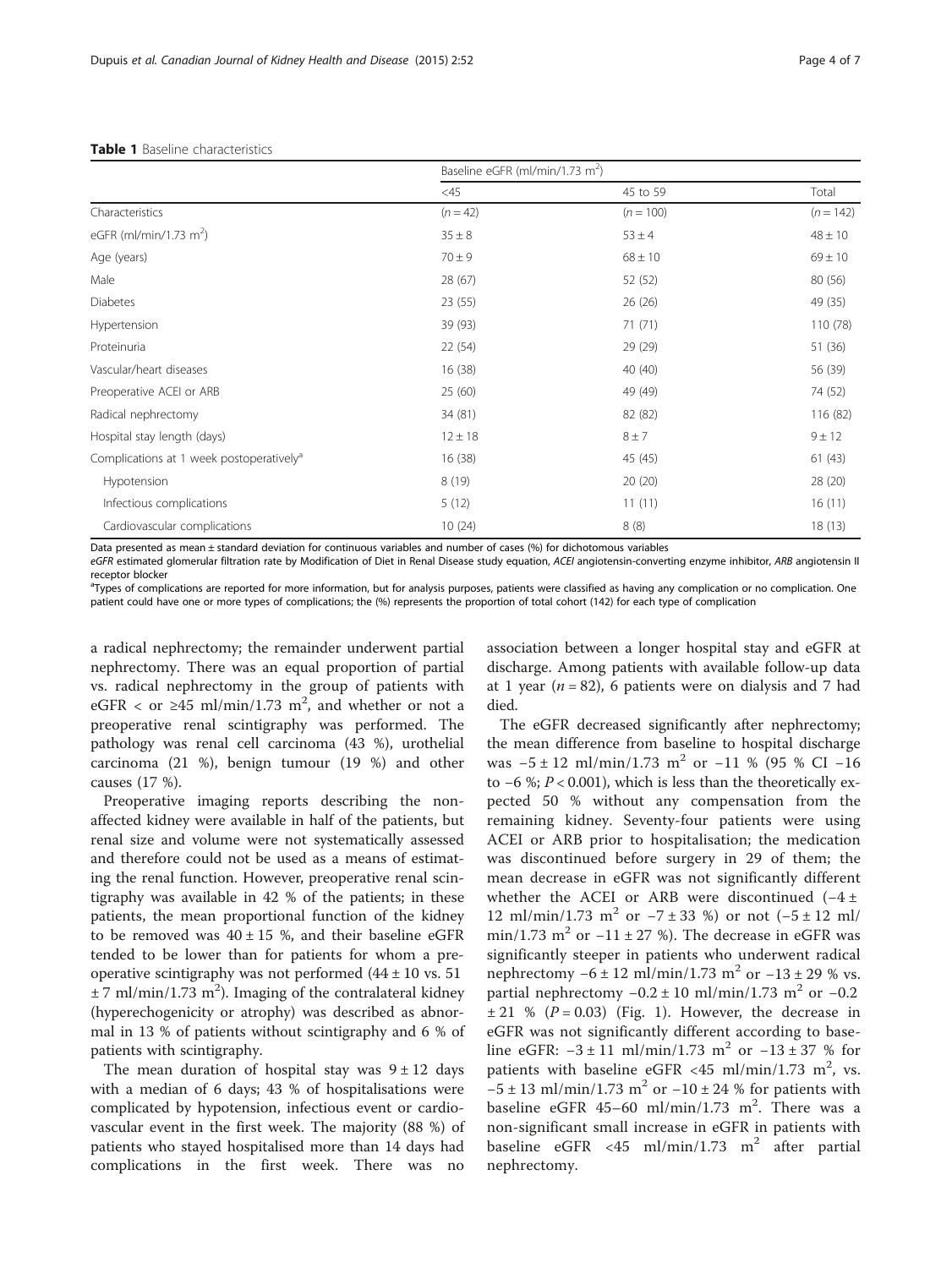**Table 1** Baseline characteristics

| | Baseline eGFR (ml/min/1.73 m$^2$) | | |
|---|---|---|---|
| | <45 | 45 to 59 | Total |
| Characteristics | ($n = 42$) | ($n = 100$) | ($n = 142$) |
| eGFR (ml/min/1.73 m$^2$) | 35 ± 8 | 53 ± 4 | 48 ± 10 |
| Age (years) | 70 ± 9 | 68 ± 10 | 69 ± 10 |
| Male | 28 (67) | 52 (52) | 80 (56) |
| Diabetes | 23 (55) | 26 (26) | 49 (35) |
| Hypertension | 39 (93) | 71 (71) | 110 (78) |
| Proteinuria | 22 (54) | 29 (29) | 51 (36) |
| Vascular/heart diseases | 16 (38) | 40 (40) | 56 (39) |
| Preoperative ACEI or ARB | 25 (60) | 49 (49) | 74 (52) |
| Radical nephrectomy | 34 (81) | 82 (82) | 116 (82) |
| Hospital stay length (days) | 12 ± 18 | 8 ± 7 | 9 ± 12 |
| Complications at 1 week postoperatively[a] | 16 (38) | 45 (45) | 61 (43) |
| Hypotension | 8 (19) | 20 (20) | 28 (20) |
| Infectious complications | 5 (12) | 11 (11) | 16 (11) |
| Cardiovascular complications | 10 (24) | 8 (8) | 18 (13) |

Data presented as mean ± standard deviation for continuous variables and number of cases (%) for dichotomous variables

*eGFR* estimated glomerular filtration rate by Modification of Diet in Renal Disease study equation, *ACEI* angiotensin-converting enzyme inhibitor, *ARB* angiotensin II receptor blocker

[a]Types of complications are reported for more information, but for analysis purposes, patients were classified as having any complication or no complication. One patient could have one or more types of complications; the (%) represents the proportion of total cohort (142) for each type of complication

a radical nephrectomy; the remainder underwent partial nephrectomy. There was an equal proportion of partial vs. radical nephrectomy in the group of patients with eGFR < or ≥45 ml/min/1.73 m$^2$, and whether or not a preoperative renal scintigraphy was performed. The pathology was renal cell carcinoma (43 %), urothelial carcinoma (21 %), benign tumour (19 %) and other causes (17 %).

Preoperative imaging reports describing the non-affected kidney were available in half of the patients, but renal size and volume were not systematically assessed and therefore could not be used as a means of estimating the renal function. However, preoperative renal scintigraphy was available in 42 % of the patients; in these patients, the mean proportional function of the kidney to be removed was 40 ± 15 %, and their baseline eGFR tended to be lower than for patients for whom a preoperative scintigraphy was not performed (44 ± 10 vs. 51 ± 7 ml/min/1.73 m$^2$). Imaging of the contralateral kidney (hyperechogenicity or atrophy) was described as abnormal in 13 % of patients without scintigraphy and 6 % of patients with scintigraphy.

The mean duration of hospital stay was 9 ± 12 days with a median of 6 days; 43 % of hospitalisations were complicated by hypotension, infectious event or cardiovascular event in the first week. The majority (88 %) of patients who stayed hospitalised more than 14 days had complications in the first week. There was no association between a longer hospital stay and eGFR at discharge. Among patients with available follow-up data at 1 year ($n = 82$), 6 patients were on dialysis and 7 had died.

The eGFR decreased significantly after nephrectomy; the mean difference from baseline to hospital discharge was −5 ± 12 ml/min/1.73 m$^2$ or −11 % (95 % CI −16 to −6 %; $P < 0.001$), which is less than the theoretically expected 50 % without any compensation from the remaining kidney. Seventy-four patients were using ACEI or ARB prior to hospitalisation; the medication was discontinued before surgery in 29 of them; the mean decrease in eGFR was not significantly different whether the ACEI or ARB were discontinued (−4 ± 12 ml/min/1.73 m$^2$ or −7 ± 33 %) or not (−5 ± 12 ml/min/1.73 m$^2$ or −11 ± 27 %). The decrease in eGFR was significantly steeper in patients who underwent radical nephrectomy −6 ± 12 ml/min/1.73 m$^2$ or −13 ± 29 % vs. partial nephrectomy −0.2 ± 10 ml/min/1.73 m$^2$ or −0.2 ± 21 % ($P = 0.03$) (Fig. 1). However, the decrease in eGFR was not significantly different according to baseline eGFR: −3 ± 11 ml/min/1.73 m$^2$ or −13 ± 37 % for patients with baseline eGFR <45 ml/min/1.73 m$^2$, vs. −5 ± 13 ml/min/1.73 m$^2$ or −10 ± 24 % for patients with baseline eGFR 45–60 ml/min/1.73 m$^2$. There was a non-significant small increase in eGFR in patients with baseline eGFR <45 ml/min/1.73 m$^2$ after partial nephrectomy.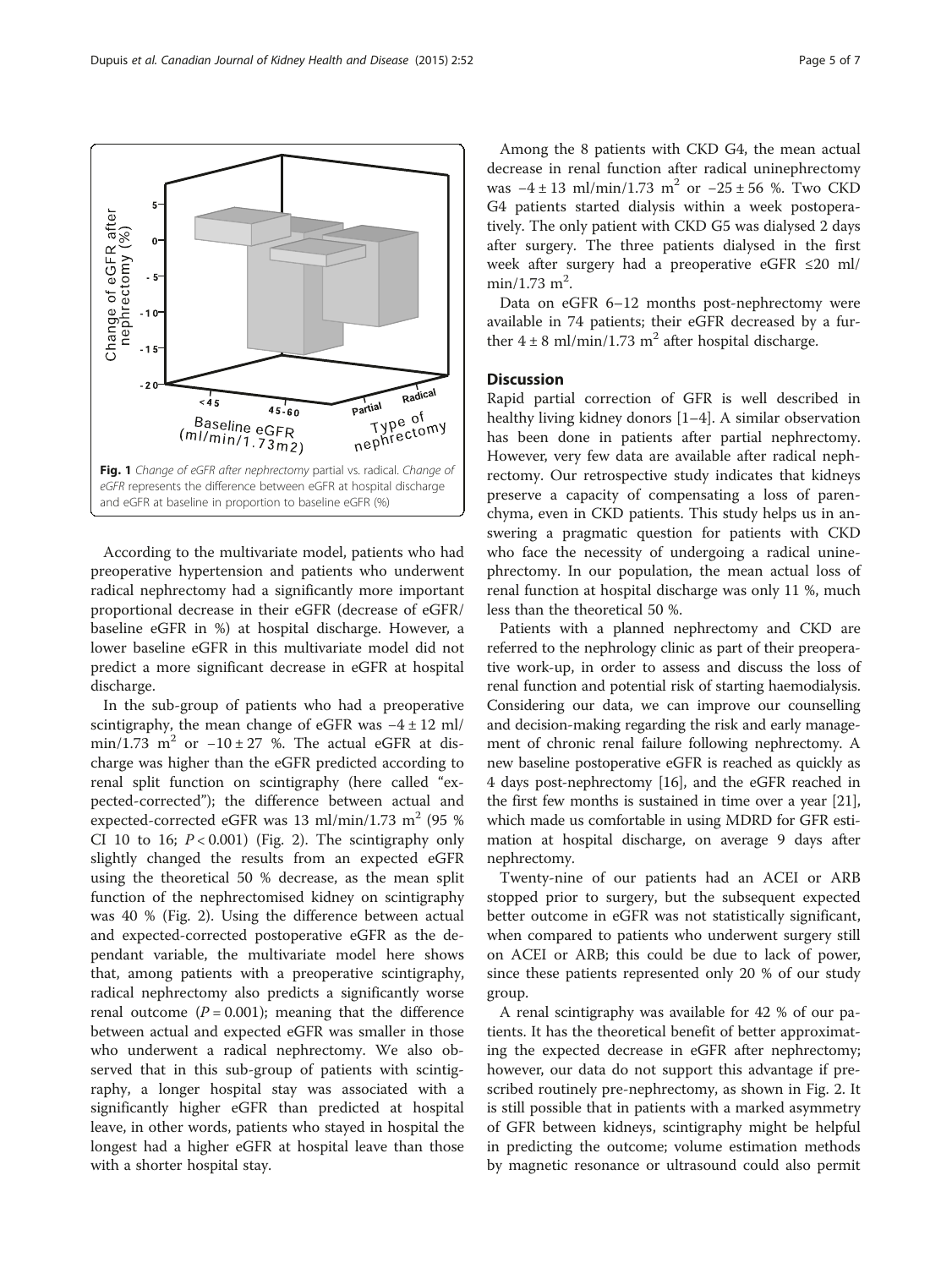**Fig. 1** *Change of eGFR after nephrectomy* partial vs. radical. *Change of eGFR* represents the difference between eGFR at hospital discharge and eGFR at baseline in proportion to baseline eGFR (%)

According to the multivariate model, patients who had preoperative hypertension and patients who underwent radical nephrectomy had a significantly more important proportional decrease in their eGFR (decrease of eGFR/baseline eGFR in %) at hospital discharge. However, a lower baseline eGFR in this multivariate model did not predict a more significant decrease in eGFR at hospital discharge.

In the sub-group of patients who had a preoperative scintigraphy, the mean change of eGFR was $-4 \pm 12$ ml/min/1.73 $m^2$ or $-10 \pm 27$ %. The actual eGFR at discharge was higher than the eGFR predicted according to renal split function on scintigraphy (here called "expected-corrected"); the difference between actual and expected-corrected eGFR was 13 ml/min/1.73 $m^2$ (95 % CI 10 to 16; $P < 0.001$) (Fig. 2). The scintigraphy only slightly changed the results from an expected eGFR using the theoretical 50 % decrease, as the mean split function of the nephrectomised kidney on scintigraphy was 40 % (Fig. 2). Using the difference between actual and expected-corrected postoperative eGFR as the dependant variable, the multivariate model here shows that, among patients with a preoperative scintigraphy, radical nephrectomy also predicts a significantly worse renal outcome ($P = 0.001$); meaning that the difference between actual and expected eGFR was smaller in those who underwent a radical nephrectomy. We also observed that in this sub-group of patients with scintigraphy, a longer hospital stay was associated with a significantly higher eGFR than predicted at hospital leave, in other words, patients who stayed in hospital the longest had a higher eGFR at hospital leave than those with a shorter hospital stay.

Among the 8 patients with CKD G4, the mean actual decrease in renal function after radical uninephrectomy was $-4 \pm 13$ ml/min/1.73 $m^2$ or $-25 \pm 56$ %. Two CKD G4 patients started dialysis within a week postoperatively. The only patient with CKD G5 was dialysed 2 days after surgery. The three patients dialysed in the first week after surgery had a preoperative eGFR ≤20 ml/min/1.73 $m^2$.

Data on eGFR 6–12 months post-nephrectomy were available in 74 patients; their eGFR decreased by a further $4 \pm 8$ ml/min/1.73 $m^2$ after hospital discharge.

## Discussion

Rapid partial correction of GFR is well described in healthy living kidney donors [1–4]. A similar observation has been done in patients after partial nephrectomy. However, very few data are available after radical nephrectomy. Our retrospective study indicates that kidneys preserve a capacity of compensating a loss of parenchyma, even in CKD patients. This study helps us in answering a pragmatic question for patients with CKD who face the necessity of undergoing a radical uninephrectomy. In our population, the mean actual loss of renal function at hospital discharge was only 11 %, much less than the theoretical 50 %.

Patients with a planned nephrectomy and CKD are referred to the nephrology clinic as part of their preoperative work-up, in order to assess and discuss the loss of renal function and potential risk of starting haemodialysis. Considering our data, we can improve our counselling and decision-making regarding the risk and early management of chronic renal failure following nephrectomy. A new baseline postoperative eGFR is reached as quickly as 4 days post-nephrectomy [16], and the eGFR reached in the first few months is sustained in time over a year [21], which made us comfortable in using MDRD for GFR estimation at hospital discharge, on average 9 days after nephrectomy.

Twenty-nine of our patients had an ACEI or ARB stopped prior to surgery, but the subsequent expected better outcome in eGFR was not statistically significant, when compared to patients who underwent surgery still on ACEI or ARB; this could be due to lack of power, since these patients represented only 20 % of our study group.

A renal scintigraphy was available for 42 % of our patients. It has the theoretical benefit of better approximating the expected decrease in eGFR after nephrectomy; however, our data do not support this advantage if prescribed routinely pre-nephrectomy, as shown in Fig. 2. It is still possible that in patients with a marked asymmetry of GFR between kidneys, scintigraphy might be helpful in predicting the outcome; volume estimation methods by magnetic resonance or ultrasound could also permit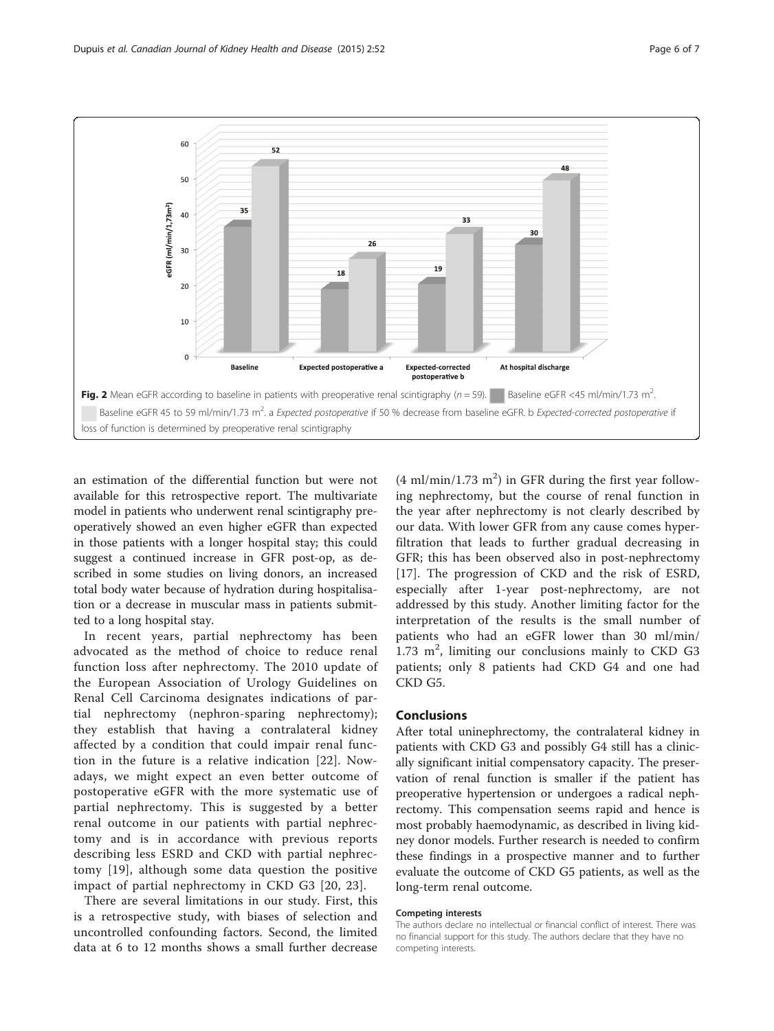**Fig. 2** Mean eGFR according to baseline in patients with preoperative renal scintigraphy ($n = 59$). Baseline eGFR <45 ml/min/1.73 m$^2$. Baseline eGFR 45 to 59 ml/min/1.73 m$^2$. a *Expected postoperative* if 50 % decrease from baseline eGFR. b *Expected-corrected postoperative* if loss of function is determined by preoperative renal scintigraphy

an estimation of the differential function but were not available for this retrospective report. The multivariate model in patients who underwent renal scintigraphy preoperatively showed an even higher eGFR than expected in those patients with a longer hospital stay; this could suggest a continued increase in GFR post-op, as described in some studies on living donors, an increased total body water because of hydration during hospitalisation or a decrease in muscular mass in patients submitted to a long hospital stay.

In recent years, partial nephrectomy has been advocated as the method of choice to reduce renal function loss after nephrectomy. The 2010 update of the European Association of Urology Guidelines on Renal Cell Carcinoma designates indications of partial nephrectomy (nephron-sparing nephrectomy); they establish that having a contralateral kidney affected by a condition that could impair renal function in the future is a relative indication [22]. Nowadays, we might expect an even better outcome of postoperative eGFR with the more systematic use of partial nephrectomy. This is suggested by a better renal outcome in our patients with partial nephrectomy and is in accordance with previous reports describing less ESRD and CKD with partial nephrectomy [19], although some data question the positive impact of partial nephrectomy in CKD G3 [20, 23].

There are several limitations in our study. First, this is a retrospective study, with biases of selection and uncontrolled confounding factors. Second, the limited data at 6 to 12 months shows a small further decrease (4 ml/min/1.73 m$^2$) in GFR during the first year following nephrectomy, but the course of renal function in the year after nephrectomy is not clearly described by our data. With lower GFR from any cause comes hyperfiltration that leads to further gradual decreasing in GFR; this has been observed also in post-nephrectomy [17]. The progression of CKD and the risk of ESRD, especially after 1-year post-nephrectomy, are not addressed by this study. Another limiting factor for the interpretation of the results is the small number of patients who had an eGFR lower than 30 ml/min/1.73 m$^2$, limiting our conclusions mainly to CKD G3 patients; only 8 patients had CKD G4 and one had CKD G5.

## Conclusions

After total uninephrectomy, the contralateral kidney in patients with CKD G3 and possibly G4 still has a clinically significant initial compensatory capacity. The preservation of renal function is smaller if the patient has preoperative hypertension or undergoes a radical nephrectomy. This compensation seems rapid and hence is most probably haemodynamic, as described in living kidney donor models. Further research is needed to confirm these findings in a prospective manner and to further evaluate the outcome of CKD G5 patients, as well as the long-term renal outcome.

#### Competing interests

The authors declare no intellectual or financial conflict of interest. There was no financial support for this study. The authors declare that they have no competing interests.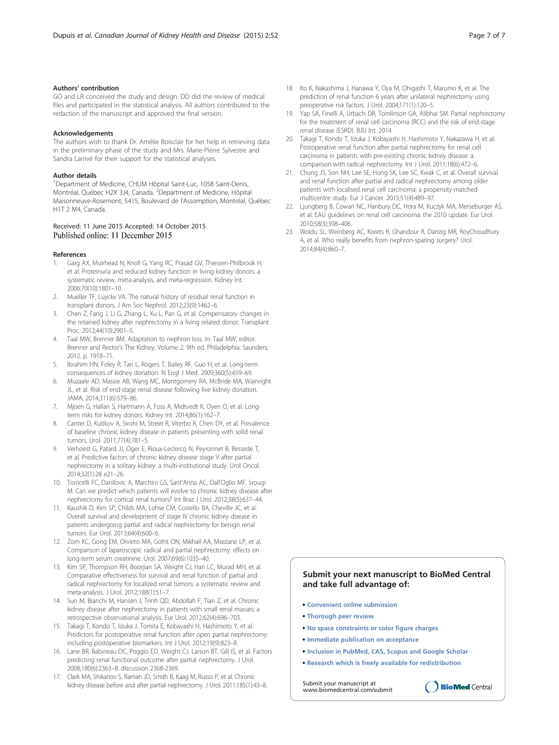### Authors' contribution

GO and LR conceived the study and design. DD did the review of medical files and participated in the statistical analysis. All authors contributed to the redaction of the manuscript and approved the final version.

### Acknowledgements

The authors wish to thank Dr. Amélie Boisclair for her help in retrieving data in the preliminary phase of the study and Mrs. Marie-Pierre Sylvestre and Sandra Larrivé for their support for the statistical analyses.

### Author details

[1]Department of Medicine, CHUM Hôpital Saint-Luc, 1058 Saint-Denis, Montréal, Québec H2X 3J4, Canada. [2]Department of Medicine, Hôpital Maisonneuve-Rosemont, 5415, Boulevard de l'Assomption, Montréal, Québec H1T 2 M4, Canada.

Received: 11 June 2015 Accepted: 14 October 2015
Published online: 11 December 2015

### References

1. Garg AX, Muirhead N, Knoll G, Yang RC, Prasad GV, Thiessen-Philbrook H, et al. Proteinuria and reduced kidney function in living kidney donors: a systematic review, meta-analysis, and meta-regression. Kidney Int. 2006;70(10):1801–10.
2. Mueller TF, Luyckx VA. The natural history of residual renal function in transplant donors. J Am Soc Nephrol. 2012;23(9):1462–6.
3. Chen Z, Fang J, Li G, Zhang L, Xu L, Pan G, et al. Compensatory changes in the retained kidney after nephrectomy in a living related donor. Transplant Proc. 2012;44(10):2901–5.
4. Taal MW, Brenner BM. Adaptation to nephron loss. In: Taal MW, editor. Brenner and Rector's The Kidney. Volume 2. 9th ed. Philadelphia: Saunders; 2012. p. 1918–71.
5. Ibrahim HN, Foley R, Tan L, Rogers T, Bailey RF, Guo H, et al. Long-term consequences of kidney donation. N Engl J Med. 2009;360(5):459–69.
6. Muzaale AD, Massie AB, Wang MC, Montgomery RA, McBride MA, Wainright JL, et al. Risk of end-stage renal disease following live kidney donation. JAMA. 2014;311(6):579–86.
7. Mjoen G, Hallan S, Hartmann A, Foss A, Midtvedt K, Oyen O, et al. Long-term risks for kidney donors. Kidney Int. 2014;86(1):162–7.
8. Canter D, Kutikov A, Sirohi M, Street R, Viterbo R, Chen DY, et al. Prevalence of baseline chronic kidney disease in patients presenting with solid renal tumors. Urol. 2011;77(4):781–5.
9. Verhoest G, Patard JJ, Oger E, Rioux-Leclercq N, Peyronnet B, Bessede T, et al. Predictive factors of chronic kidney disease stage V after partial nephrectomy in a solitary kidney: a multi-institutional study. Urol Oncol. 2014;32(1):28 e21–26.
10. Torricelli FC, Danilovic A, Marchini GS, Sant'Anna AC, Dall'Oglio MF, Srougi M. Can we predict which patients will evolve to chronic kidney disease after nephrectomy for cortical renal tumors? Int Braz J Urol. 2012;38(5):637–44.
11. Kaushik D, Kim SP, Childs MA, Lohse CM, Costello BA, Cheville JC, et al. Overall survival and development of stage IV chronic kidney disease in patients undergoing partial and radical nephrectomy for benign renal tumors. Eur Urol. 2013;64(4):600–6.
12. Zorn KC, Gong EM, Orvieto MA, Gofrit ON, Mikhail AA, Msezane LP, et al. Comparison of laparoscopic radical and partial nephrectomy: effects on long-term serum creatinine. Urol. 2007;69(6):1035–40.
13. Kim SP, Thompson RH, Boorjian SA, Weight CJ, Han LC, Murad MH, et al. Comparative effectiveness for survival and renal function of partial and radical nephrectomy for localized renal tumors: a systematic review and meta-analysis. J Urol. 2012;188(1):51–7.
14. Sun M, Bianchi M, Hansen J, Trinh QD, Abdollah F, Tian Z, et al. Chronic kidney disease after nephrectomy in patients with small renal masses: a retrospective observational analysis. Eur Urol. 2012;62(4):696–703.
15. Takagi T, Kondo T, Iizuka J, Tomita E, Kobayashi H, Hashimoto Y, et al. Predictors for postoperative renal function after open partial nephrectomy: including postoperative biomarkers. Int J Urol. 2012;19(9):823–8.
16. Lane BR, Babineau DC, Poggio ED, Weight CJ, Larson BT, Gill IS, et al. Factors predicting renal functional outcome after partial nephrectomy. J Urol. 2008;180(6):2363–8. discussion 2368-2369.
17. Clark MA, Shikanov S, Raman JD, Smith B, Kaag M, Russo P, et al. Chronic kidney disease before and after partial nephrectomy. J Urol. 2011;185(1):43–8.
18. Ito K, Nakashima J, Hanawa Y, Oya M, Ohigashi T, Marumo K, et al. The prediction of renal function 6 years after unilateral nephrectomy using preoperative risk factors. J Urol. 2004;171(1):120–5.
19. Yap SA, Finelli A, Urbach DR, Tomlinson GA, Alibhai SM. Partial nephrectomy for the treatment of renal cell carcinoma (RCC) and the risk of end-stage renal disease (ESRD). BJU Int. 2014.
20. Takagi T, Kondo T, Iizuka J, Kobayashi H, Hashimoto Y, Nakazawa H, et al. Postoperative renal function after partial nephrectomy for renal cell carcinoma in patients with pre-existing chronic kidney disease: a comparison with radical nephrectomy. Int J Urol. 2011;18(6):472–6.
21. Chung JS, Son NH, Lee SE, Hong SK, Lee SC, Kwak C, et al. Overall survival and renal function after partial and radical nephrectomy among older patients with localised renal cell carcinoma: a propensity-matched multicentre study. Eur J Cancer. 2015;51(4):489–97.
22. Ljungberg B, Cowan NC, Hanbury DC, Hora M, Kuczyk MA, Merseburger AS, et al. EAU guidelines on renal cell carcinoma: the 2010 update. Eur Urol. 2010;58(3):398–406.
23. Woldu SL, Weinberg AC, Korets R, Ghandour R, Danzig MR, RoyChoudhury A, et al. Who really benefits from nephron-sparing surgery? Urol. 2014;84(4):860–7.

**Submit your next manuscript to BioMed Central and take full advantage of:**

- **Convenient online submission**
- **Thorough peer review**
- **No space constraints or color figure charges**
- **Immediate publication on acceptance**
- **Inclusion in PubMed, CAS, Scopus and Google Scholar**
- **Research which is freely available for redistribution**

Submit your manuscript at
www.biomedcentral.com/submit

BioMed Central